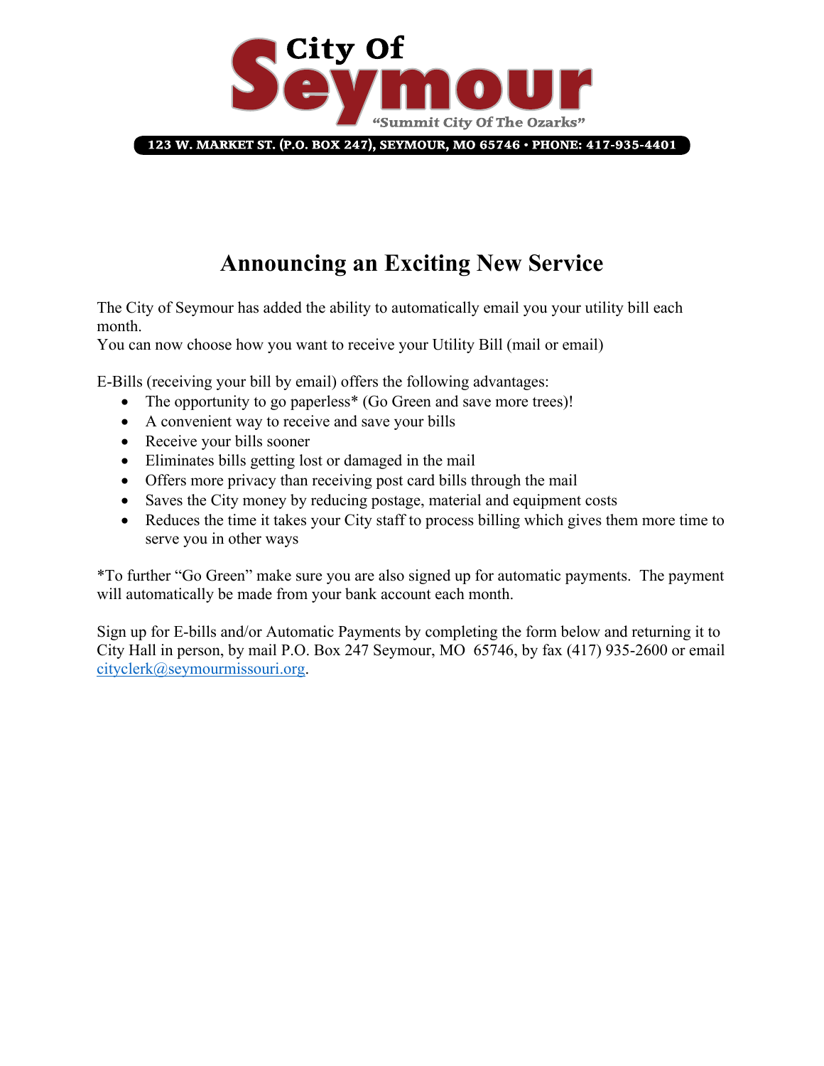# City Of Seymour

*"Summit City Of The Ozarks"*

123 W. MARKET ST. (P.O. BOX 247), SEYMOUR, MO 65746 • PHONE: 417-935-4401

## Announcing an Exciting New Service

The City of Seymour has added the ability to automatically email you your utility bill each month.
You can now choose how you want to receive your Utility Bill (mail or email)

E-Bills (receiving your bill by email) offers the following advantages:

- The opportunity to go paperless* (Go Green and save more trees)!
- A convenient way to receive and save your bills
- Receive your bills sooner
- Eliminates bills getting lost or damaged in the mail
- Offers more privacy than receiving post card bills through the mail
- Saves the City money by reducing postage, material and equipment costs
- Reduces the time it takes your City staff to process billing which gives them more time to serve you in other ways

*To further "Go Green" make sure you are also signed up for automatic payments. The payment will automatically be made from your bank account each month.

Sign up for E-bills and/or Automatic Payments by completing the form below and returning it to City Hall in person, by mail P.O. Box 247 Seymour, MO 65746, by fax (417) 935-2600 or email cityclerk@seymourmissouri.org.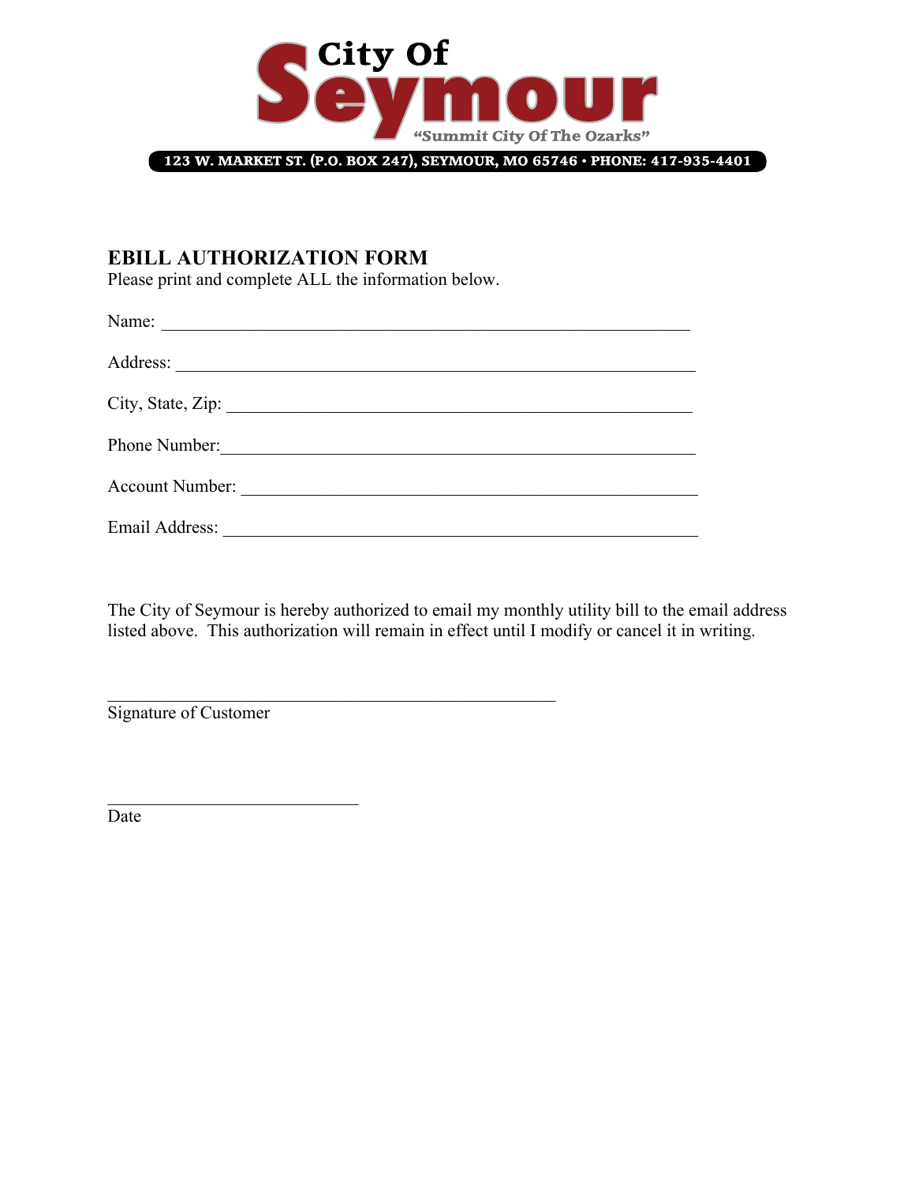City Of Seymour

"Summit City Of The Ozarks"

123 W. MARKET ST. (P.O. BOX 247), SEYMOUR, MO 65746 • PHONE: 417-935-4401

## EBILL AUTHORIZATION FORM

Please print and complete ALL the information below.

Name: ___________________________________________________________

Address: _________________________________________________________

City, State, Zip: ____________________________________________________

Phone Number:_____________________________________________________

Account Number: ___________________________________________________

Email Address: _____________________________________________________

The City of Seymour is hereby authorized to email my monthly utility bill to the email address listed above. This authorization will remain in effect until I modify or cancel it in writing.

_______________________________________________

Signature of Customer

___________________________

Date